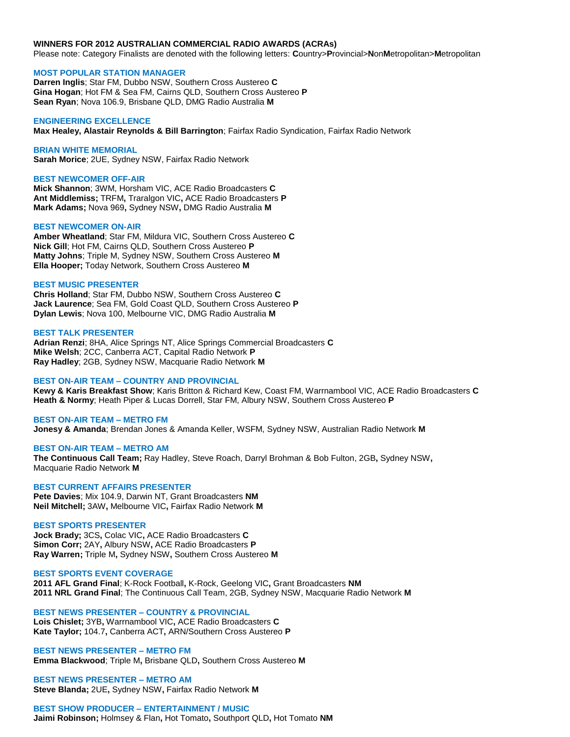**WINNERS FOR 2012 AUSTRALIAN COMMERCIAL RADIO AWARDS (ACRAs)**

Please note: Category Finalists are denoted with the following letters: **C**ountry>**P**rovincial>**N**on**M**etropolitan>**M**etropolitan

## MOST POPULAR STATION MANAGER

**Darren Inglis**; Star FM, Dubbo NSW, Southern Cross Austereo **C**
**Gina Hogan**; Hot FM & Sea FM, Cairns QLD, Southern Cross Austereo **P**
**Sean Ryan**; Nova 106.9, Brisbane QLD, DMG Radio Australia **M**

## ENGINEERING EXCELLENCE

**Max Healey, Alastair Reynolds & Bill Barrington**; Fairfax Radio Syndication, Fairfax Radio Network

## BRIAN WHITE MEMORIAL

**Sarah Morice**; 2UE, Sydney NSW, Fairfax Radio Network

## BEST NEWCOMER OFF-AIR

**Mick Shannon**; 3WM, Horsham VIC, ACE Radio Broadcasters **C**
**Ant Middlemiss;** TRFM**,** Traralgon VIC**,** ACE Radio Broadcasters **P**
**Mark Adams;** Nova 969**,** Sydney NSW**,** DMG Radio Australia **M**

## BEST NEWCOMER ON-AIR

**Amber Wheatland**; Star FM, Mildura VIC, Southern Cross Austereo **C**
**Nick Gill**; Hot FM, Cairns QLD, Southern Cross Austereo **P**
**Matty Johns**; Triple M, Sydney NSW, Southern Cross Austereo **M**
**Ella Hooper;** Today Network, Southern Cross Austereo **M**

## BEST MUSIC PRESENTER

**Chris Holland**; Star FM, Dubbo NSW, Southern Cross Austereo **C**
**Jack Laurence**; Sea FM, Gold Coast QLD, Southern Cross Austereo **P**
**Dylan Lewis**; Nova 100, Melbourne VIC, DMG Radio Australia **M**

## BEST TALK PRESENTER

**Adrian Renzi**; 8HA, Alice Springs NT, Alice Springs Commercial Broadcasters **C**
**Mike Welsh**; 2CC, Canberra ACT, Capital Radio Network **P**
**Ray Hadley**; 2GB, Sydney NSW, Macquarie Radio Network **M**

## BEST ON-AIR TEAM – COUNTRY AND PROVINCIAL

**Kewy & Karis Breakfast Show**; Karis Britton & Richard Kew, Coast FM, Warrnambool VIC, ACE Radio Broadcasters **C**
**Heath & Normy**; Heath Piper & Lucas Dorrell, Star FM, Albury NSW, Southern Cross Austereo **P**

## BEST ON-AIR TEAM – METRO FM

**Jonesy & Amanda**; Brendan Jones & Amanda Keller, WSFM, Sydney NSW, Australian Radio Network **M**

## BEST ON-AIR TEAM – METRO AM

**The Continuous Call Team;** Ray Hadley, Steve Roach, Darryl Brohman & Bob Fulton, 2GB**,** Sydney NSW**,** Macquarie Radio Network **M**

## BEST CURRENT AFFAIRS PRESENTER

**Pete Davies**; Mix 104.9, Darwin NT, Grant Broadcasters **NM**
**Neil Mitchell;** 3AW**,** Melbourne VIC**,** Fairfax Radio Network **M**

## BEST SPORTS PRESENTER

**Jock Brady;** 3CS**,** Colac VIC**,** ACE Radio Broadcasters **C**
**Simon Corr;** 2AY**,** Albury NSW**,** ACE Radio Broadcasters **P**
**Ray Warren;** Triple M**,** Sydney NSW**,** Southern Cross Austereo **M**

## BEST SPORTS EVENT COVERAGE

**2011 AFL Grand Final**; K-Rock Football**,** K-Rock, Geelong VIC**,** Grant Broadcasters **NM**
**2011 NRL Grand Final**; The Continuous Call Team, 2GB, Sydney NSW, Macquarie Radio Network **M**

## BEST NEWS PRESENTER – COUNTRY & PROVINCIAL

**Lois Chislet;** 3YB**,** Warrnambool VIC**,** ACE Radio Broadcasters **C**
**Kate Taylor;** 104.7**,** Canberra ACT**,** ARN/Southern Cross Austereo **P**

## BEST NEWS PRESENTER – METRO FM

**Emma Blackwood**; Triple M**,** Brisbane QLD**,** Southern Cross Austereo **M**

## BEST NEWS PRESENTER – METRO AM

**Steve Blanda;** 2UE**,** Sydney NSW**,** Fairfax Radio Network **M**

## BEST SHOW PRODUCER – ENTERTAINMENT / MUSIC

**Jaimi Robinson;** Holmsey & Flan**,** Hot Tomato**,** Southport QLD**,** Hot Tomato **NM**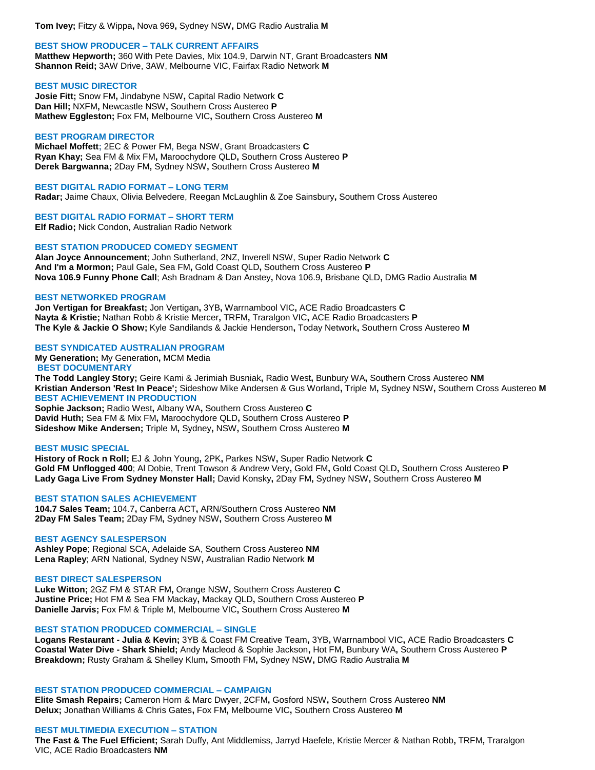**Tom Ivey;** Fitzy & Wippa**,** Nova 969**,** Sydney NSW**,** DMG Radio Australia **M**

### BEST SHOW PRODUCER – TALK CURRENT AFFAIRS

**Matthew Hepworth;** 360 With Pete Davies, Mix 104.9, Darwin NT, Grant Broadcasters **NM**
**Shannon Reid;** 3AW Drive, 3AW, Melbourne VIC, Fairfax Radio Network **M**

### BEST MUSIC DIRECTOR

**Josie Fitt;** Snow FM**,** Jindabyne NSW**,** Capital Radio Network **C**
**Dan Hill;** NXFM**,** Newcastle NSW**,** Southern Cross Austereo **P**
**Mathew Eggleston;** Fox FM**,** Melbourne VIC**,** Southern Cross Austereo **M**

### BEST PROGRAM DIRECTOR

**Michael Moffett**; 2EC & Power FM, Bega NSW, Grant Broadcasters **C**
**Ryan Khay;** Sea FM & Mix FM**,** Maroochydore QLD**,** Southern Cross Austereo **P**
**Derek Bargwanna;** 2Day FM**,** Sydney NSW**,** Southern Cross Austereo **M**

### BEST DIGITAL RADIO FORMAT – LONG TERM

**Radar;** Jaime Chaux, Olivia Belvedere, Reegan McLaughlin & Zoe Sainsbury**,** Southern Cross Austereo

### BEST DIGITAL RADIO FORMAT – SHORT TERM

**Elf Radio;** Nick Condon, Australian Radio Network

### BEST STATION PRODUCED COMEDY SEGMENT

**Alan Joyce Announcement**; John Sutherland, 2NZ, Inverell NSW, Super Radio Network **C**
**And I'm a Mormon;** Paul Gale**,** Sea FM**,** Gold Coast QLD**,** Southern Cross Austereo **P**
**Nova 106.9 Funny Phone Call**; Ash Bradnam & Dan Anstey**,** Nova 106.9**,** Brisbane QLD**,** DMG Radio Australia **M**

### BEST NETWORKED PROGRAM

**Jon Vertigan for Breakfast;** Jon Vertigan**,** 3YB**,** Warrnambool VIC**,** ACE Radio Broadcasters **C**
**Nayta & Kristie;** Nathan Robb & Kristie Mercer**,** TRFM**,** Traralgon VIC**,** ACE Radio Broadcasters **P**
**The Kyle & Jackie O Show;** Kyle Sandilands & Jackie Henderson**,** Today Network**,** Southern Cross Austereo **M**

### BEST SYNDICATED AUSTRALIAN PROGRAM

**My Generation;** My Generation**,** MCM Media

### BEST DOCUMENTARY

**The Todd Langley Story;** Geire Kami & Jerimiah Busniak**,** Radio West**,** Bunbury WA**,** Southern Cross Austereo **NM**
**Kristian Anderson 'Rest In Peace';** Sideshow Mike Andersen & Gus Worland**,** Triple M**,** Sydney NSW**,** Southern Cross Austereo **M**

### BEST ACHIEVEMENT IN PRODUCTION

**Sophie Jackson;** Radio West**,** Albany WA**,** Southern Cross Austereo **C**
**David Huth;** Sea FM & Mix FM**,** Maroochydore QLD**,** Southern Cross Austereo **P**
**Sideshow Mike Andersen;** Triple M**,** Sydney**,** NSW**,** Southern Cross Austereo **M**

### BEST MUSIC SPECIAL

**History of Rock n Roll;** EJ & John Young**,** 2PK**,** Parkes NSW**,** Super Radio Network **C**
**Gold FM Unflogged 400**; Al Dobie, Trent Towson & Andrew Very**,** Gold FM**,** Gold Coast QLD**,** Southern Cross Austereo **P**
**Lady Gaga Live From Sydney Monster Hall;** David Konsky**,** 2Day FM**,** Sydney NSW**,** Southern Cross Austereo **M**

### BEST STATION SALES ACHIEVEMENT

**104.7 Sales Team;** 104.7**,** Canberra ACT**,** ARN/Southern Cross Austereo **NM**
**2Day FM Sales Team;** 2Day FM**,** Sydney NSW**,** Southern Cross Austereo **M**

### BEST AGENCY SALESPERSON

**Ashley Pope**; Regional SCA, Adelaide SA, Southern Cross Austereo **NM**
**Lena Rapley**; ARN National, Sydney NSW**,** Australian Radio Network **M**

### BEST DIRECT SALESPERSON

**Luke Witton;** 2GZ FM & STAR FM**,** Orange NSW**,** Southern Cross Austereo **C**
**Justine Price;** Hot FM & Sea FM Mackay**,** Mackay QLD**,** Southern Cross Austereo **P**
**Danielle Jarvis;** Fox FM & Triple M, Melbourne VIC**,** Southern Cross Austereo **M**

### BEST STATION PRODUCED COMMERCIAL – SINGLE

**Logans Restaurant - Julia & Kevin;** 3YB & Coast FM Creative Team**,** 3YB**,** Warrnambool VIC**,** ACE Radio Broadcasters **C**
**Coastal Water Dive - Shark Shield;** Andy Macleod & Sophie Jackson**,** Hot FM**,** Bunbury WA**,** Southern Cross Austereo **P**
**Breakdown;** Rusty Graham & Shelley Klum**,** Smooth FM**,** Sydney NSW**,** DMG Radio Australia **M**

### BEST STATION PRODUCED COMMERCIAL – CAMPAIGN

**Elite Smash Repairs;** Cameron Horn & Marc Dwyer**,** 2CFM**,** Gosford NSW**,** Southern Cross Austereo **NM**
**Delux;** Jonathan Williams & Chris Gates**,** Fox FM**,** Melbourne VIC**,** Southern Cross Austereo **M**

### BEST MULTIMEDIA EXECUTION – STATION

**The Fast & The Fuel Efficient;** Sarah Duffy, Ant Middlemiss, Jarryd Haefele, Kristie Mercer & Nathan Robb**,** TRFM**,** Traralgon VIC, ACE Radio Broadcasters **NM**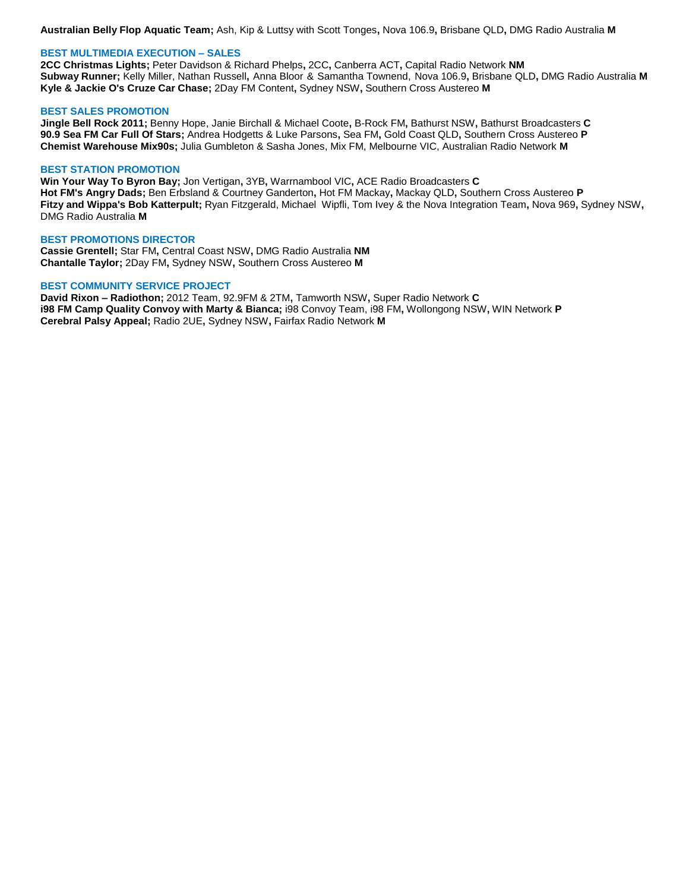**Australian Belly Flop Aquatic Team;** Ash, Kip & Luttsy with Scott Tonges**,** Nova 106.9**,** Brisbane QLD**,** DMG Radio Australia **M**

### BEST MULTIMEDIA EXECUTION – SALES

**2CC Christmas Lights;** Peter Davidson & Richard Phelps**,** 2CC**,** Canberra ACT**,** Capital Radio Network **NM**
**Subway Runner;** Kelly Miller, Nathan Russell**,** Anna Bloor & Samantha Townend, Nova 106.9**,** Brisbane QLD**,** DMG Radio Australia **M**
**Kyle & Jackie O's Cruze Car Chase;** 2Day FM Content**,** Sydney NSW**,** Southern Cross Austereo **M**

### BEST SALES PROMOTION

**Jingle Bell Rock 2011;** Benny Hope, Janie Birchall & Michael Coote**,** B-Rock FM**,** Bathurst NSW**,** Bathurst Broadcasters **C**
**90.9 Sea FM Car Full Of Stars;** Andrea Hodgetts & Luke Parsons**,** Sea FM**,** Gold Coast QLD**,** Southern Cross Austereo **P**
**Chemist Warehouse Mix90s;** Julia Gumbleton & Sasha Jones, Mix FM, Melbourne VIC, Australian Radio Network **M**

### BEST STATION PROMOTION

**Win Your Way To Byron Bay;** Jon Vertigan**,** 3YB**,** Warrnambool VIC**,** ACE Radio Broadcasters **C**
**Hot FM's Angry Dads;** Ben Erbsland & Courtney Ganderton**,** Hot FM Mackay**,** Mackay QLD**,** Southern Cross Austereo **P**
**Fitzy and Wippa's Bob Katterpult;** Ryan Fitzgerald, Michael Wipfli, Tom Ivey & the Nova Integration Team**,** Nova 969**,** Sydney NSW**,** DMG Radio Australia **M**

### BEST PROMOTIONS DIRECTOR

**Cassie Grentell;** Star FM**,** Central Coast NSW**,** DMG Radio Australia **NM**
**Chantalle Taylor;** 2Day FM**,** Sydney NSW**,** Southern Cross Austereo **M**

### BEST COMMUNITY SERVICE PROJECT

**David Rixon – Radiothon;** 2012 Team, 92.9FM & 2TM**,** Tamworth NSW**,** Super Radio Network **C**
**i98 FM Camp Quality Convoy with Marty & Bianca;** i98 Convoy Team, i98 FM**,** Wollongong NSW**,** WIN Network **P**
**Cerebral Palsy Appeal;** Radio 2UE**,** Sydney NSW**,** Fairfax Radio Network **M**